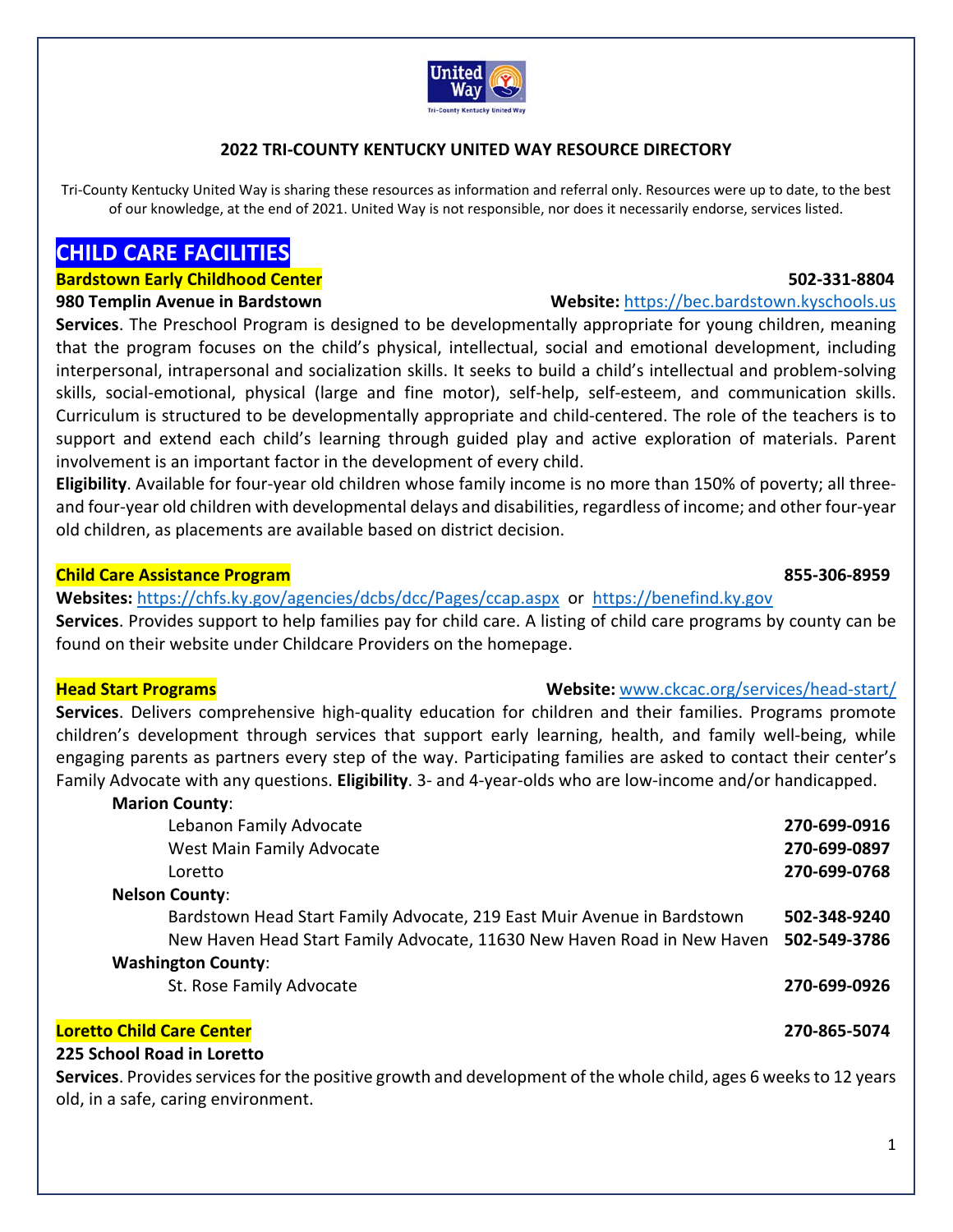## 2022 TRI-COUNTY KENTUCKY UNITED WAY RESOURCE DIRECTORY

Tri-County Kentucky United Way is sharing these resources as information and referral only. Resources were up to date, to the best of our knowledge, at the end of 2021. United Way is not responsible, nor does it necessarily endorse, services listed.

# CHILD CARE FACILITIES

### Bardstown Early Childhood Center

**502-331-8804**

**980 Templin Avenue in Bardstown**

**Website:** https://bec.bardstown.kyschools.us

**Services**. The Preschool Program is designed to be developmentally appropriate for young children, meaning that the program focuses on the child's physical, intellectual, social and emotional development, including interpersonal, intrapersonal and socialization skills. It seeks to build a child's intellectual and problem-solving skills, social-emotional, physical (large and fine motor), self-help, self-esteem, and communication skills. Curriculum is structured to be developmentally appropriate and child-centered. The role of the teachers is to support and extend each child's learning through guided play and active exploration of materials. Parent involvement is an important factor in the development of every child.

**Eligibility**. Available for four-year old children whose family income is no more than 150% of poverty; all three- and four-year old children with developmental delays and disabilities, regardless of income; and other four-year old children, as placements are available based on district decision.

### Child Care Assistance Program

**855-306-8959**

**Websites:** https://chfs.ky.gov/agencies/dcbs/dcc/Pages/ccap.aspx or https://benefind.ky.gov

**Services**. Provides support to help families pay for child care. A listing of child care programs by county can be found on their website under Childcare Providers on the homepage.

### Head Start Programs

**Website:** www.ckcac.org/services/head-start/

**Services**. Delivers comprehensive high-quality education for children and their families. Programs promote children's development through services that support early learning, health, and family well-being, while engaging parents as partners every step of the way. Participating families are asked to contact their center's Family Advocate with any questions. **Eligibility**. 3- and 4-year-olds who are low-income and/or handicapped.

**Marion County**:
- Lebanon Family Advocate — **270-699-0916**
- West Main Family Advocate — **270-699-0897**
- Loretto — **270-699-0768**

**Nelson County**:
- Bardstown Head Start Family Advocate, 219 East Muir Avenue in Bardstown — **502-348-9240**
- New Haven Head Start Family Advocate, 11630 New Haven Road in New Haven — **502-549-3786**

**Washington County**:
- St. Rose Family Advocate — **270-699-0926**

### Loretto Child Care Center

**270-865-5074**

**225 School Road in Loretto**

**Services**. Provides services for the positive growth and development of the whole child, ages 6 weeks to 12 years old, in a safe, caring environment.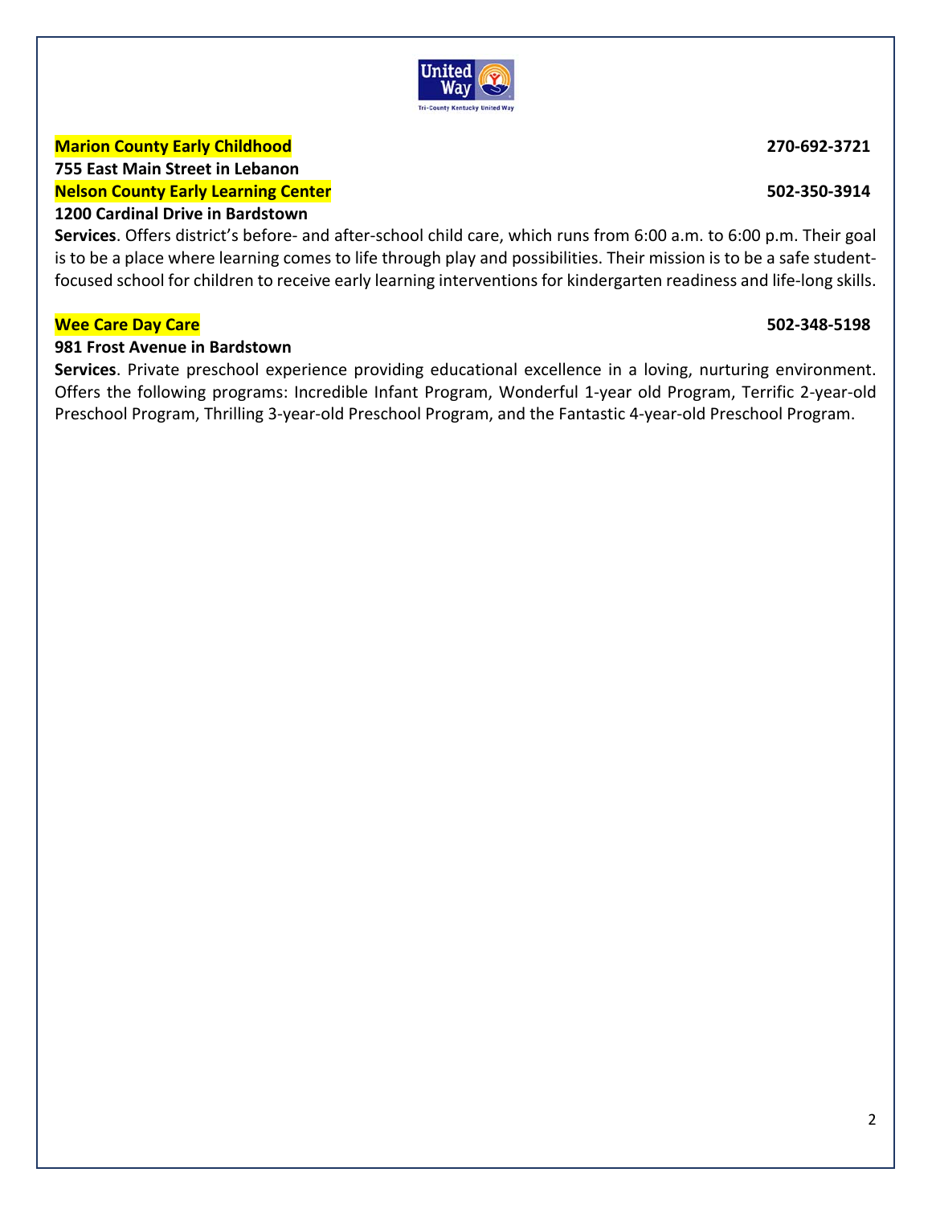**Marion County Early Childhood** **270-692-3721**
**755 East Main Street in Lebanon**

**Nelson County Early Learning Center** **502-350-3914**
**1200 Cardinal Drive in Bardstown**

**Services**. Offers district's before- and after-school child care, which runs from 6:00 a.m. to 6:00 p.m. Their goal is to be a place where learning comes to life through play and possibilities. Their mission is to be a safe student-focused school for children to receive early learning interventions for kindergarten readiness and life-long skills.

**Wee Care Day Care** **502-348-5198**
**981 Frost Avenue in Bardstown**

**Services**. Private preschool experience providing educational excellence in a loving, nurturing environment. Offers the following programs: Incredible Infant Program, Wonderful 1-year old Program, Terrific 2-year-old Preschool Program, Thrilling 3-year-old Preschool Program, and the Fantastic 4-year-old Preschool Program.